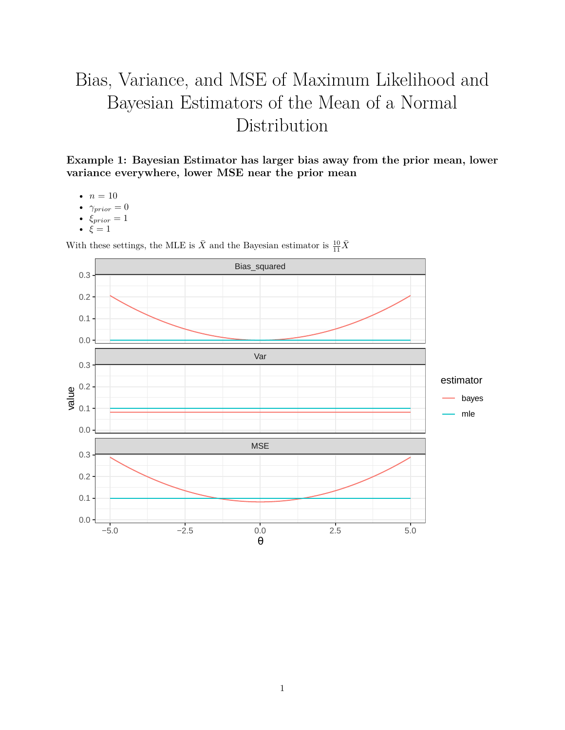# Bias, Variance, and MSE of Maximum Likelihood and Bayesian Estimators of the Mean of a Normal Distribution

### Example 1: Bayesian Estimator has larger bias away from the prior mean, lower variance everywhere, lower MSE near the prior mean

- $n = 10$
- $\gamma_{prior} = 0$
- $\xi_{prior} = 1$
- $\xi = 1$

With these settings, the MLE is $\bar{X}$ and the Bayesian estimator is $\frac{10}{11}\bar{X}$

Bias_squared

Var

MSE

0.3
0.2
0.1
0.0

value

−5.0 −2.5 0.0 2.5 5.0

θ

estimator
bayes
mle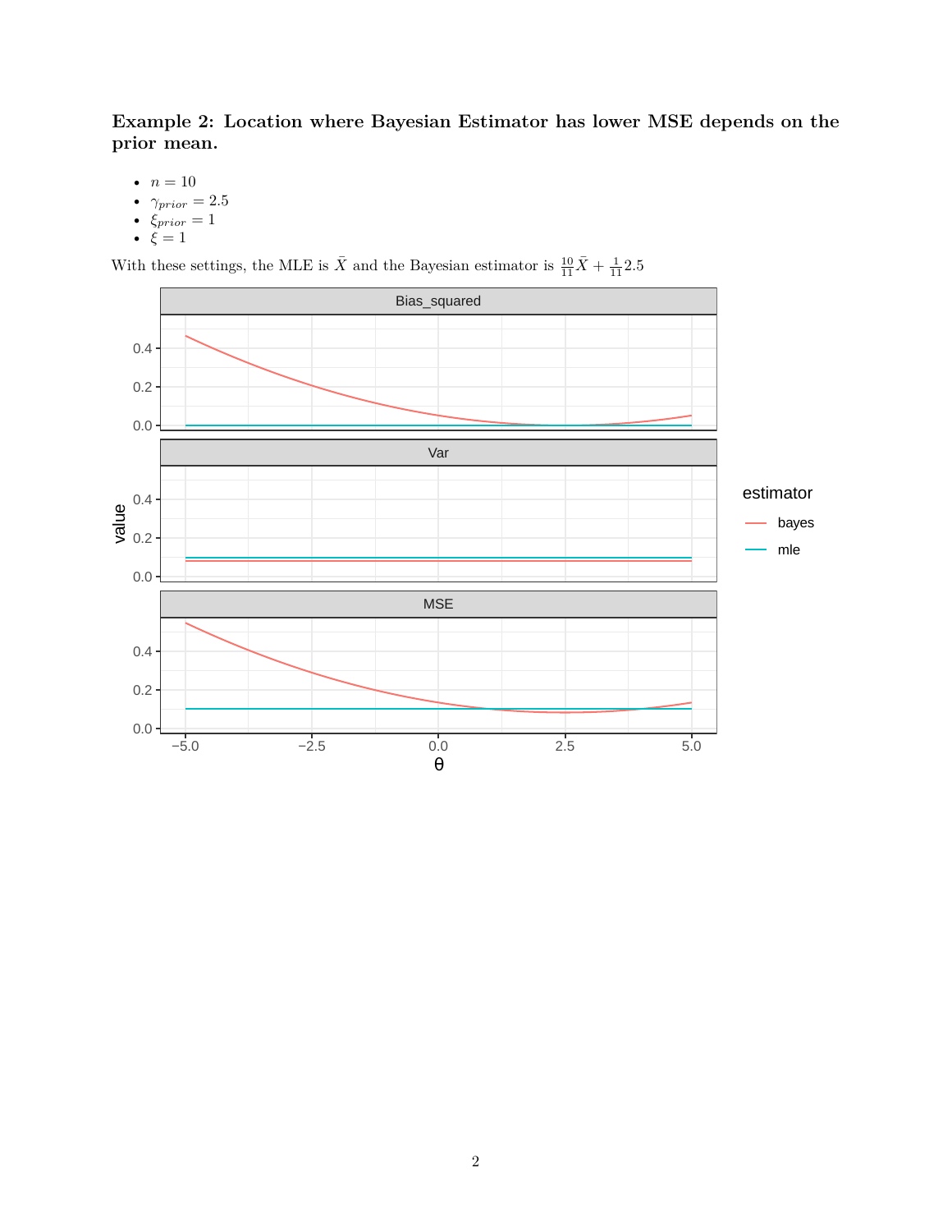**Example 2: Location where Bayesian Estimator has lower MSE depends on the prior mean.**

- $n = 10$
- $\gamma_{prior} = 2.5$
- $\xi_{prior} = 1$
- $\xi = 1$

With these settings, the MLE is $\bar{X}$ and the Bayesian estimator is $\frac{10}{11}\bar{X} + \frac{1}{11}2.5$

Bias_squared

Var

MSE

value

0.4
0.2
0.0

−5.0 −2.5 0.0 2.5 5.0

θ

estimator
bayes
mle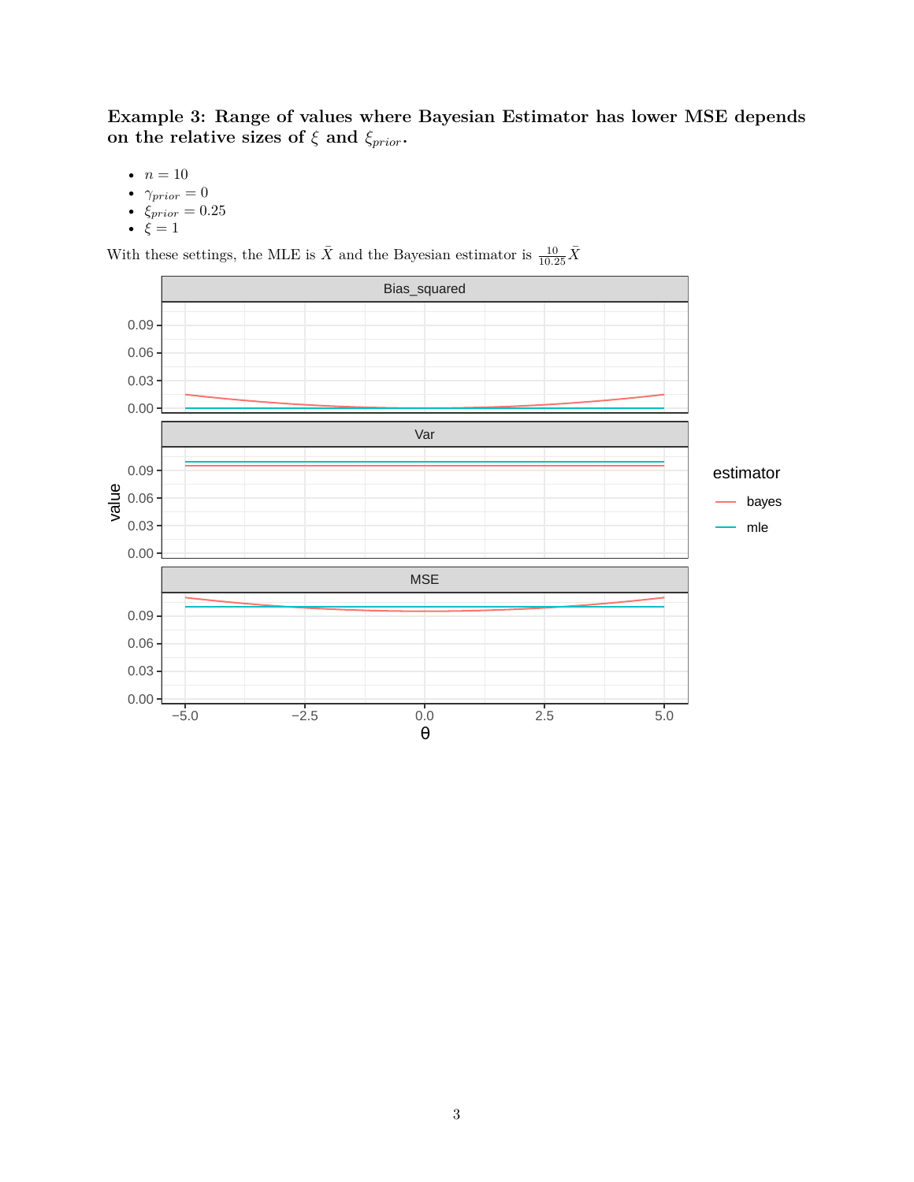### Example 3: Range of values where Bayesian Estimator has lower MSE depends on the relative sizes of $\xi$ and $\xi_{prior}$.

- $n = 10$
- $\gamma_{prior} = 0$
- $\xi_{prior} = 0.25$
- $\xi = 1$

With these settings, the MLE is $\bar{X}$ and the Bayesian estimator is $\frac{10}{10.25}\bar{X}$

Bias_squared

Var

MSE

value

0.00
0.03
0.06
0.09

−5.0
−2.5
0.0
2.5
5.0

θ

estimator

bayes

mle